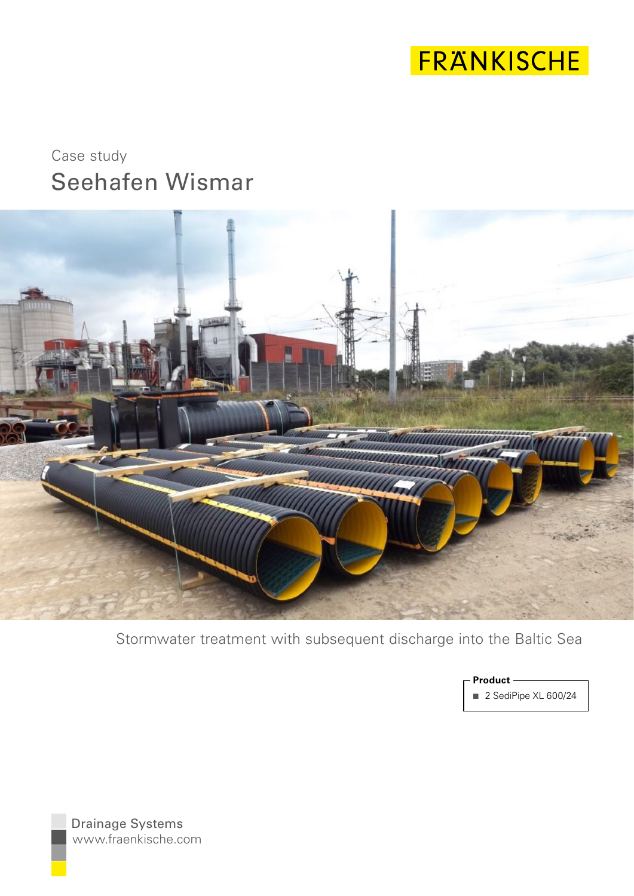FRÄNKISCHE

Case study

# Seehafen Wismar

Stormwater treatment with subsequent discharge into the Baltic Sea

**Product**

- 2 SediPipe XL 600/24

Drainage Systems
www.fraenkische.com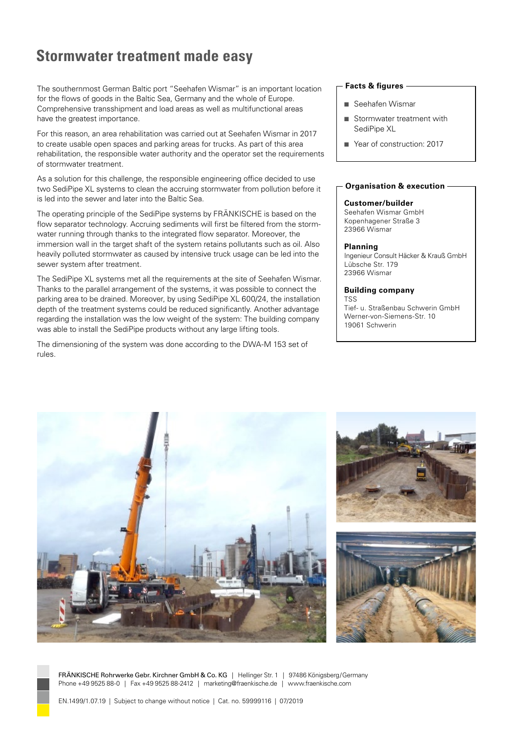# Stormwater treatment made easy

The southernmost German Baltic port "Seehafen Wismar" is an important location for the flows of goods in the Baltic Sea, Germany and the whole of Europe. Comprehensive transshipment and load areas as well as multifunctional areas have the greatest importance.

For this reason, an area rehabilitation was carried out at Seehafen Wismar in 2017 to create usable open spaces and parking areas for trucks. As part of this area rehabilitation, the responsible water authority and the operator set the requirements of stormwater treatment.

As a solution for this challenge, the responsible engineering office decided to use two SediPipe XL systems to clean the accruing stormwater from pollution before it is led into the sewer and later into the Baltic Sea.

The operating principle of the SediPipe systems by FRÄNKISCHE is based on the flow separator technology. Accruing sediments will first be filtered from the stormwater running through thanks to the integrated flow separator. Moreover, the immersion wall in the target shaft of the system retains pollutants such as oil. Also heavily polluted stormwater as caused by intensive truck usage can be led into the sewer system after treatment.

The SediPipe XL systems met all the requirements at the site of Seehafen Wismar. Thanks to the parallel arrangement of the systems, it was possible to connect the parking area to be drained. Moreover, by using SediPipe XL 600/24, the installation depth of the treatment systems could be reduced significantly. Another advantage regarding the installation was the low weight of the system: The building company was able to install the SediPipe products without any large lifting tools.

The dimensioning of the system was done according to the DWA-M 153 set of rules.

**Facts & figures**

- Seehafen Wismar
- Stormwater treatment with SediPipe XL
- Year of construction: 2017

**Organisation & execution**

**Customer/builder**
Seehafen Wismar GmbH
Kopenhagener Straße 3
23966 Wismar

**Planning**
Ingenieur Consult Häcker & Krauß GmbH
Lübsche Str. 179
23966 Wismar

**Building company**
TSS
Tief- u. Straßenbau Schwerin GmbH
Werner-von-Siemens-Str. 10
19061 Schwerin

FRÄNKISCHE Rohrwerke Gebr. Kirchner GmbH & Co. KG | Hellinger Str. 1 | 97486 Königsberg/Germany
Phone +49 9525 88-0 | Fax +49 9525 88-2412 | marketing@fraenkische.de | www.fraenkische.com

EN.1499/1.07.19 | Subject to change without notice | Cat. no. 59999116 | 07/2019